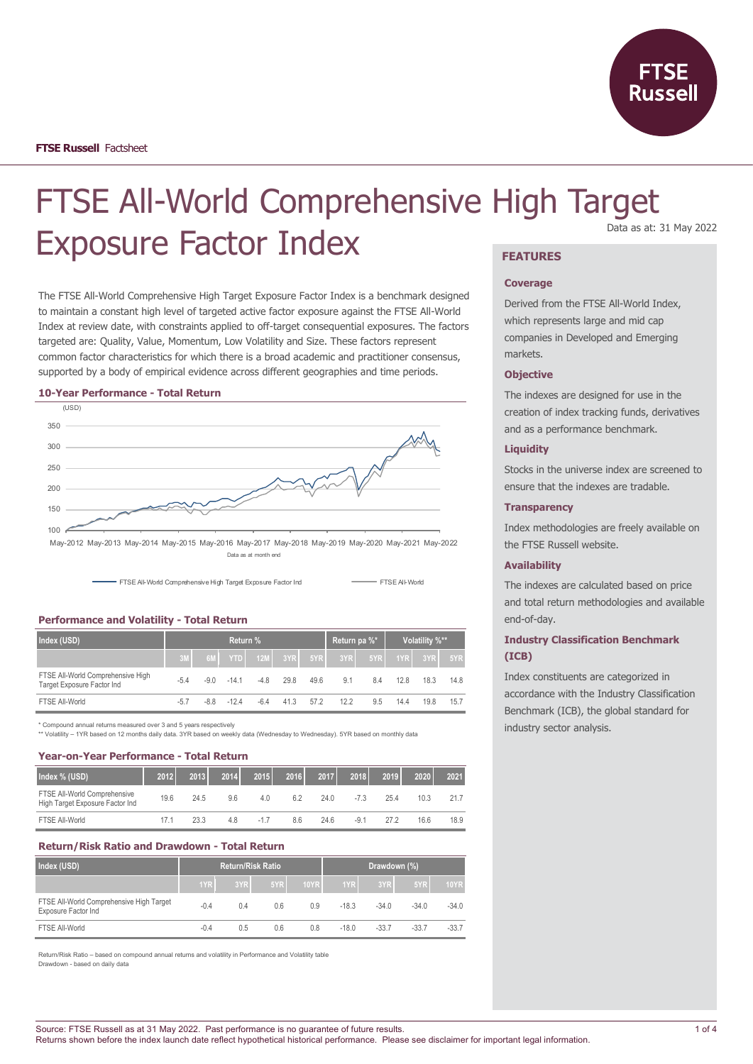**FTSE Russell** Factsheet

# FTSE All-World Comprehensive High Target Exposure Factor Index

Data as at: 31 May 2022

The FTSE All-World Comprehensive High Target Exposure Factor Index is a benchmark designed to maintain a constant high level of targeted active factor exposure against the FTSE All-World Index at review date, with constraints applied to off-target consequential exposures. The factors targeted are: Quality, Value, Momentum, Low Volatility and Size. These factors represent common factor characteristics for which there is a broad academic and practitioner consensus, supported by a body of empirical evidence across different geographies and time periods.

### 10-Year Performance - Total Return

(USD)

Data as at month end

FTSE All-World Comprehensive High Target Exposure Factor Ind — FTSE All-World

### Performance and Volatility - Total Return

| Index (USD) | Return % | | | | | | Return pa %* | | Volatility %** | | |
|---|---|---|---|---|---|---|---|---|---|---|---|
| | 3M | 6M | YTD | 12M | 3YR | 5YR | 3YR | 5YR | 1YR | 3YR | 5YR |
| FTSE All-World Comprehensive High Target Exposure Factor Ind | -5.4 | -9.0 | -14.1 | -4.8 | 29.8 | 49.6 | 9.1 | 8.4 | 12.8 | 18.3 | 14.8 |
| FTSE All-World | -5.7 | -8.8 | -12.4 | -6.4 | 41.3 | 57.2 | 12.2 | 9.5 | 14.4 | 19.8 | 15.7 |

\* Compound annual returns measured over 3 and 5 years respectively
\** Volatility – 1YR based on 12 months daily data. 3YR based on weekly data (Wednesday to Wednesday). 5YR based on monthly data

### Year-on-Year Performance - Total Return

| Index % (USD) | 2012 | 2013 | 2014 | 2015 | 2016 | 2017 | 2018 | 2019 | 2020 | 2021 |
|---|---|---|---|---|---|---|---|---|---|---|
| FTSE All-World Comprehensive High Target Exposure Factor Ind | 19.6 | 24.5 | 9.6 | 4.0 | 6.2 | 24.0 | -7.3 | 25.4 | 10.3 | 21.7 |
| FTSE All-World | 17.1 | 23.3 | 4.8 | -1.7 | 8.6 | 24.6 | -9.1 | 27.2 | 16.6 | 18.9 |

### Return/Risk Ratio and Drawdown - Total Return

| Index (USD) | Return/Risk Ratio | | | | Drawdown (%) | | | |
|---|---|---|---|---|---|---|---|---|
| | 1YR | 3YR | 5YR | 10YR | 1YR | 3YR | 5YR | 10YR |
| FTSE All-World Comprehensive High Target Exposure Factor Ind | -0.4 | 0.4 | 0.6 | 0.9 | -18.3 | -34.0 | -34.0 | -34.0 |
| FTSE All-World | -0.4 | 0.5 | 0.6 | 0.8 | -18.0 | -33.7 | -33.7 | -33.7 |

Return/Risk Ratio – based on compound annual returns and volatility in Performance and Volatility table
Drawdown - based on daily data

## FEATURES

### Coverage

Derived from the FTSE All-World Index, which represents large and mid cap companies in Developed and Emerging markets.

### Objective

The indexes are designed for use in the creation of index tracking funds, derivatives and as a performance benchmark.

### Liquidity

Stocks in the universe index are screened to ensure that the indexes are tradable.

### Transparency

Index methodologies are freely available on the FTSE Russell website.

### Availability

The indexes are calculated based on price and total return methodologies and available end-of-day.

### Industry Classification Benchmark (ICB)

Index constituents are categorized in accordance with the Industry Classification Benchmark (ICB), the global standard for industry sector analysis.

Source: FTSE Russell as at 31 May 2022. Past performance is no guarantee of future results.
Returns shown before the index launch date reflect hypothetical historical performance. Please see disclaimer for important legal information.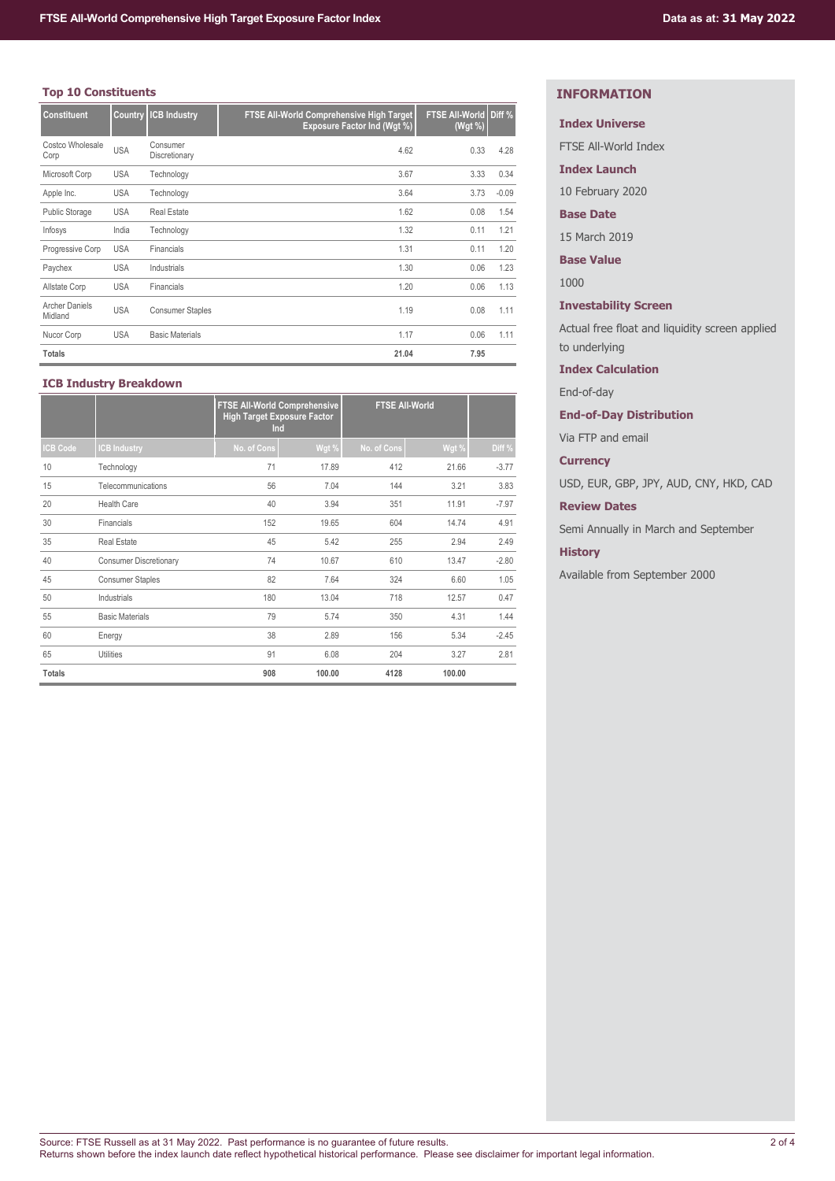## Top 10 Constituents

| Constituent | Country | ICB Industry | FTSE All-World Comprehensive High Target Exposure Factor Ind (Wgt %) | FTSE All-World (Wgt %) | Diff % |
|---|---|---|---|---|---|
| Costco Wholesale Corp | USA | Consumer Discretionary | 4.62 | 0.33 | 4.28 |
| Microsoft Corp | USA | Technology | 3.67 | 3.33 | 0.34 |
| Apple Inc. | USA | Technology | 3.64 | 3.73 | -0.09 |
| Public Storage | USA | Real Estate | 1.62 | 0.08 | 1.54 |
| Infosys | India | Technology | 1.32 | 0.11 | 1.21 |
| Progressive Corp | USA | Financials | 1.31 | 0.11 | 1.20 |
| Paychex | USA | Industrials | 1.30 | 0.06 | 1.23 |
| Allstate Corp | USA | Financials | 1.20 | 0.06 | 1.13 |
| Archer Daniels Midland | USA | Consumer Staples | 1.19 | 0.08 | 1.11 |
| Nucor Corp | USA | Basic Materials | 1.17 | 0.06 | 1.11 |
| **Totals** | | | **21.04** | **7.95** | |

## ICB Industry Breakdown

| | | FTSE All-World Comprehensive High Target Exposure Factor Ind | | FTSE All-World | | |
|---|---|---|---|---|---|---|
| ICB Code | ICB Industry | No. of Cons | Wgt % | No. of Cons | Wgt % | Diff % |
| 10 | Technology | 71 | 17.89 | 412 | 21.66 | -3.77 |
| 15 | Telecommunications | 56 | 7.04 | 144 | 3.21 | 3.83 |
| 20 | Health Care | 40 | 3.94 | 351 | 11.91 | -7.97 |
| 30 | Financials | 152 | 19.65 | 604 | 14.74 | 4.91 |
| 35 | Real Estate | 45 | 5.42 | 255 | 2.94 | 2.49 |
| 40 | Consumer Discretionary | 74 | 10.67 | 610 | 13.47 | -2.80 |
| 45 | Consumer Staples | 82 | 7.64 | 324 | 6.60 | 1.05 |
| 50 | Industrials | 180 | 13.04 | 718 | 12.57 | 0.47 |
| 55 | Basic Materials | 79 | 5.74 | 350 | 4.31 | 1.44 |
| 60 | Energy | 38 | 2.89 | 156 | 5.34 | -2.45 |
| 65 | Utilities | 91 | 6.08 | 204 | 3.27 | 2.81 |
| **Totals** | | **908** | **100.00** | **4128** | **100.00** | |

## INFORMATION

**Index Universe**

FTSE All-World Index

**Index Launch**

10 February 2020

**Base Date**

15 March 2019

**Base Value**

1000

**Investability Screen**

Actual free float and liquidity screen applied to underlying

**Index Calculation**

End-of-day

**End-of-Day Distribution**

Via FTP and email

**Currency**

USD, EUR, GBP, JPY, AUD, CNY, HKD, CAD

**Review Dates**

Semi Annually in March and September

**History**

Available from September 2000

Source: FTSE Russell as at 31 May 2022. Past performance is no guarantee of future results.
Returns shown before the index launch date reflect hypothetical historical performance. Please see disclaimer for important legal information.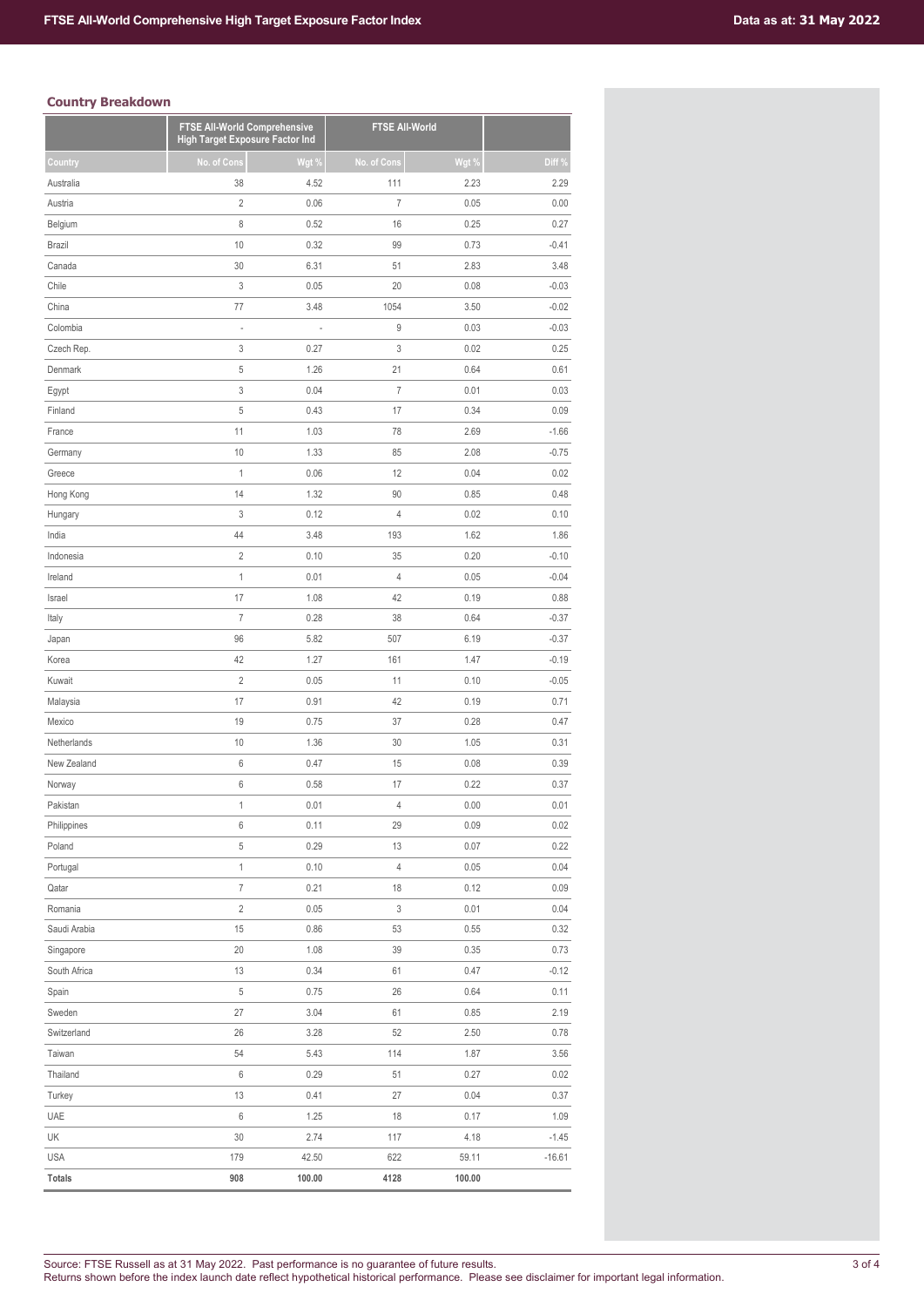### Country Breakdown

| | FTSE All-World Comprehensive High Target Exposure Factor Ind | | FTSE All-World | | |
|---|---|---|---|---|---|
| Country | No. of Cons | Wgt % | No. of Cons | Wgt % | Diff % |
| Australia | 38 | 4.52 | 111 | 2.23 | 2.29 |
| Austria | 2 | 0.06 | 7 | 0.05 | 0.00 |
| Belgium | 8 | 0.52 | 16 | 0.25 | 0.27 |
| Brazil | 10 | 0.32 | 99 | 0.73 | -0.41 |
| Canada | 30 | 6.31 | 51 | 2.83 | 3.48 |
| Chile | 3 | 0.05 | 20 | 0.08 | -0.03 |
| China | 77 | 3.48 | 1054 | 3.50 | -0.02 |
| Colombia | - | - | 9 | 0.03 | -0.03 |
| Czech Rep. | 3 | 0.27 | 3 | 0.02 | 0.25 |
| Denmark | 5 | 1.26 | 21 | 0.64 | 0.61 |
| Egypt | 3 | 0.04 | 7 | 0.01 | 0.03 |
| Finland | 5 | 0.43 | 17 | 0.34 | 0.09 |
| France | 11 | 1.03 | 78 | 2.69 | -1.66 |
| Germany | 10 | 1.33 | 85 | 2.08 | -0.75 |
| Greece | 1 | 0.06 | 12 | 0.04 | 0.02 |
| Hong Kong | 14 | 1.32 | 90 | 0.85 | 0.48 |
| Hungary | 3 | 0.12 | 4 | 0.02 | 0.10 |
| India | 44 | 3.48 | 193 | 1.62 | 1.86 |
| Indonesia | 2 | 0.10 | 35 | 0.20 | -0.10 |
| Ireland | 1 | 0.01 | 4 | 0.05 | -0.04 |
| Israel | 17 | 1.08 | 42 | 0.19 | 0.88 |
| Italy | 7 | 0.28 | 38 | 0.64 | -0.37 |
| Japan | 96 | 5.82 | 507 | 6.19 | -0.37 |
| Korea | 42 | 1.27 | 161 | 1.47 | -0.19 |
| Kuwait | 2 | 0.05 | 11 | 0.10 | -0.05 |
| Malaysia | 17 | 0.91 | 42 | 0.19 | 0.71 |
| Mexico | 19 | 0.75 | 37 | 0.28 | 0.47 |
| Netherlands | 10 | 1.36 | 30 | 1.05 | 0.31 |
| New Zealand | 6 | 0.47 | 15 | 0.08 | 0.39 |
| Norway | 6 | 0.58 | 17 | 0.22 | 0.37 |
| Pakistan | 1 | 0.01 | 4 | 0.00 | 0.01 |
| Philippines | 6 | 0.11 | 29 | 0.09 | 0.02 |
| Poland | 5 | 0.29 | 13 | 0.07 | 0.22 |
| Portugal | 1 | 0.10 | 4 | 0.05 | 0.04 |
| Qatar | 7 | 0.21 | 18 | 0.12 | 0.09 |
| Romania | 2 | 0.05 | 3 | 0.01 | 0.04 |
| Saudi Arabia | 15 | 0.86 | 53 | 0.55 | 0.32 |
| Singapore | 20 | 1.08 | 39 | 0.35 | 0.73 |
| South Africa | 13 | 0.34 | 61 | 0.47 | -0.12 |
| Spain | 5 | 0.75 | 26 | 0.64 | 0.11 |
| Sweden | 27 | 3.04 | 61 | 0.85 | 2.19 |
| Switzerland | 26 | 3.28 | 52 | 2.50 | 0.78 |
| Taiwan | 54 | 5.43 | 114 | 1.87 | 3.56 |
| Thailand | 6 | 0.29 | 51 | 0.27 | 0.02 |
| Turkey | 13 | 0.41 | 27 | 0.04 | 0.37 |
| UAE | 6 | 1.25 | 18 | 0.17 | 1.09 |
| UK | 30 | 2.74 | 117 | 4.18 | -1.45 |
| USA | 179 | 42.50 | 622 | 59.11 | -16.61 |
| **Totals** | **908** | **100.00** | **4128** | **100.00** | |

Source: FTSE Russell as at 31 May 2022. Past performance is no guarantee of future results.
Returns shown before the index launch date reflect hypothetical historical performance. Please see disclaimer for important legal information.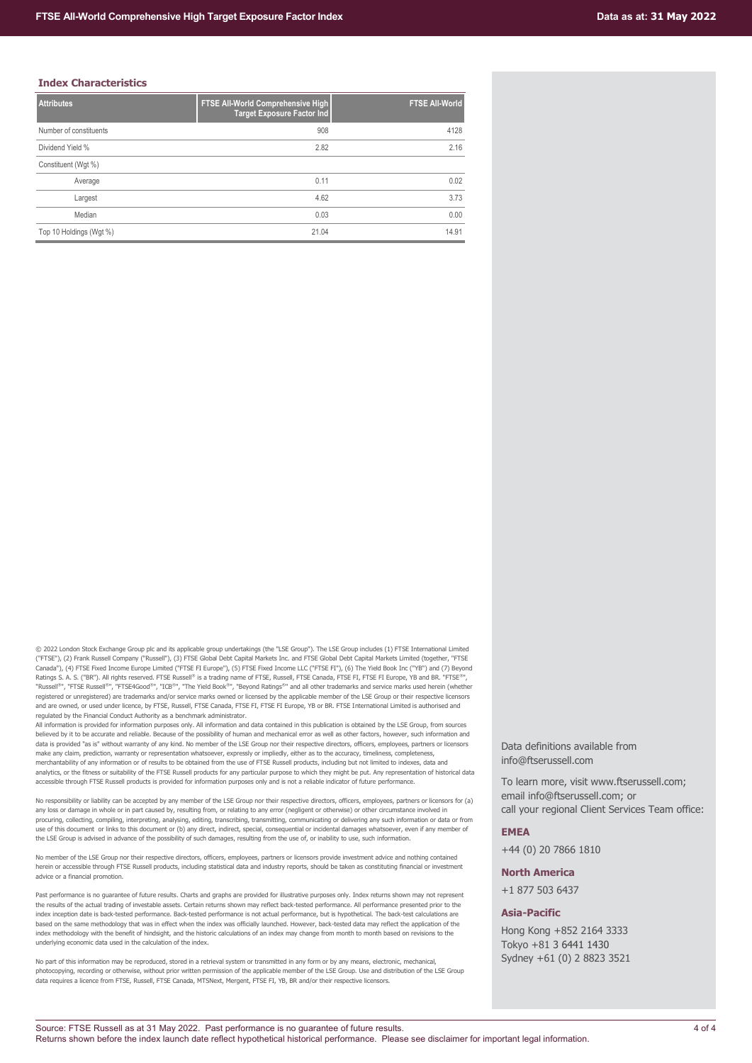### Index Characteristics

| Attributes | FTSE All-World Comprehensive High Target Exposure Factor Ind | FTSE All-World |
|---|---|---|
| Number of constituents | 908 | 4128 |
| Dividend Yield % | 2.82 | 2.16 |
| Constituent (Wgt %) | | |
| Average | 0.11 | 0.02 |
| Largest | 4.62 | 3.73 |
| Median | 0.03 | 0.00 |
| Top 10 Holdings (Wgt %) | 21.04 | 14.91 |

© 2022 London Stock Exchange Group plc and its applicable group undertakings (the "LSE Group"). The LSE Group includes (1) FTSE International Limited ("FTSE"), (2) Frank Russell Company ("Russell"), (3) FTSE Global Debt Capital Markets Inc. and FTSE Global Debt Capital Markets Limited (together, "FTSE Canada"), (4) FTSE Fixed Income Europe Limited ("FTSE FI Europe"), (5) FTSE Fixed Income LLC ("FTSE FI"), (6) The Yield Book Inc ("YB") and (7) Beyond Ratings S. A. S. ("BR"). All rights reserved. FTSE Russell® is a trading name of FTSE, Russell, FTSE Canada, FTSE FI, FTSE FI Europe, YB and BR. "FTSE®", "Russell®", "FTSE Russell®", "FTSE4Good®", "ICB®", "The Yield Book®", "Beyond Ratings®" and all other trademarks and service marks used herein (whether registered or unregistered) are trademarks and/or service marks owned or licensed by the applicable member of the LSE Group or their respective licensors and are owned, or used under licence, by FTSE, Russell, FTSE Canada, FTSE FI, FTSE FI Europe, YB or BR. FTSE International Limited is authorised and regulated by the Financial Conduct Authority as a benchmark administrator.

All information is provided for information purposes only. All information and data contained in this publication is obtained by the LSE Group, from sources believed by it to be accurate and reliable. Because of the possibility of human and mechanical error as well as other factors, however, such information and data is provided "as is" without warranty of any kind. No member of the LSE Group nor their respective directors, officers, employees, partners or licensors make any claim, prediction, warranty or representation whatsoever, expressly or impliedly, either as to the accuracy, timeliness, completeness, merchantability of any information or of results to be obtained from the use of FTSE Russell products, including but not limited to indexes, data and analytics, or the fitness or suitability of the FTSE Russell products for any particular purpose to which they might be put. Any representation of historical data accessible through FTSE Russell products is provided for information purposes only and is not a reliable indicator of future performance.

No responsibility or liability can be accepted by any member of the LSE Group nor their respective directors, officers, employees, partners or licensors for (a) any loss or damage in whole or in part caused by, resulting from, or relating to any error (negligent or otherwise) or other circumstance involved in procuring, collecting, compiling, interpreting, analysing, editing, transcribing, transmitting, communicating or delivering any such information or data or from use of this document or links to this document or (b) any direct, indirect, special, consequential or incidental damages whatsoever, even if any member of the LSE Group is advised in advance of the possibility of such damages, resulting from the use of, or inability to use, such information.

No member of the LSE Group nor their respective directors, officers, employees, partners or licensors provide investment advice and nothing contained herein or accessible through FTSE Russell products, including statistical data and industry reports, should be taken as constituting financial or investment advice or a financial promotion.

Past performance is no guarantee of future results. Charts and graphs are provided for illustrative purposes only. Index returns shown may not represent the results of the actual trading of investable assets. Certain returns shown may reflect back-tested performance. All performance presented prior to the index inception date is back-tested performance. Back-tested performance is not actual performance, but is hypothetical. The back-test calculations are based on the same methodology that was in effect when the index was officially launched. However, back-tested data may reflect the application of the index methodology with the benefit of hindsight, and the historic calculations of an index may change from month to month based on revisions to the underlying economic data used in the calculation of the index.

No part of this information may be reproduced, stored in a retrieval system or transmitted in any form or by any means, electronic, mechanical, photocopying, recording or otherwise, without prior written permission of the applicable member of the LSE Group. Use and distribution of the LSE Group data requires a licence from FTSE, Russell, FTSE Canada, MTSNext, Mergent, FTSE FI, YB, BR and/or their respective licensors.

Data definitions available from info@ftserussell.com

To learn more, visit www.ftserussell.com; email info@ftserussell.com; or call your regional Client Services Team office:

**EMEA**

+44 (0) 20 7866 1810

**North America**

+1 877 503 6437

**Asia-Pacific**

Hong Kong +852 2164 3333
Tokyo +81 3 6441 1430
Sydney +61 (0) 2 8823 3521

Source: FTSE Russell as at 31 May 2022. Past performance is no guarantee of future results.
Returns shown before the index launch date reflect hypothetical historical performance. Please see disclaimer for important legal information.